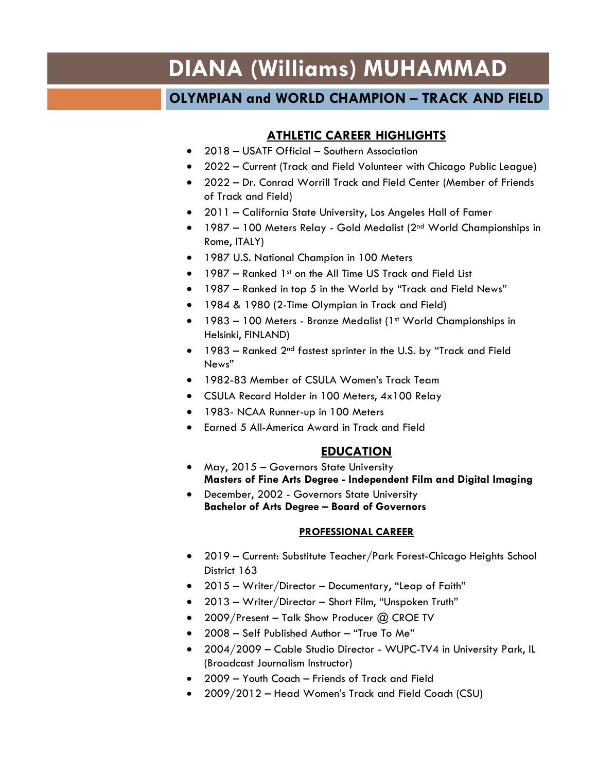# DIANA (Williams) MUHAMMAD

## OLYMPIAN and WORLD CHAMPION – TRACK AND FIELD

### ATHLETIC CAREER HIGHLIGHTS

- 2018 – USATF Official – Southern Association
- 2022 – Current (Track and Field Volunteer with Chicago Public League)
- 2022 – Dr. Conrad Worrill Track and Field Center (Member of Friends of Track and Field)
- 2011 – California State University, Los Angeles Hall of Famer
- 1987 – 100 Meters Relay - Gold Medalist (2nd World Championships in Rome, ITALY)
- 1987 U.S. National Champion in 100 Meters
- 1987 – Ranked 1st on the All Time US Track and Field List
- 1987 – Ranked in top 5 in the World by "Track and Field News"
- 1984 & 1980 (2-Time Olympian in Track and Field)
- 1983 – 100 Meters - Bronze Medalist (1st World Championships in Helsinki, FINLAND)
- 1983 – Ranked 2nd fastest sprinter in the U.S. by "Track and Field News"
- 1982-83 Member of CSULA Women's Track Team
- CSULA Record Holder in 100 Meters, 4x100 Relay
- 1983- NCAA Runner-up in 100 Meters
- Earned 5 All-America Award in Track and Field

### EDUCATION

- May, 2015 – Governors State University
  **Masters of Fine Arts Degree - Independent Film and Digital Imaging**
- December, 2002 - Governors State University
  **Bachelor of Arts Degree – Board of Governors**

#### PROFESSIONAL CAREER

- 2019 – Current: Substitute Teacher/Park Forest-Chicago Heights School District 163
- 2015 – Writer/Director – Documentary, "Leap of Faith"
- 2013 – Writer/Director – Short Film, "Unspoken Truth"
- 2009/Present – Talk Show Producer @ CROE TV
- 2008 – Self Published Author – "True To Me"
- 2004/2009 – Cable Studio Director - WUPC-TV4 in University Park, IL (Broadcast Journalism Instructor)
- 2009 – Youth Coach – Friends of Track and Field
- 2009/2012 – Head Women's Track and Field Coach (CSU)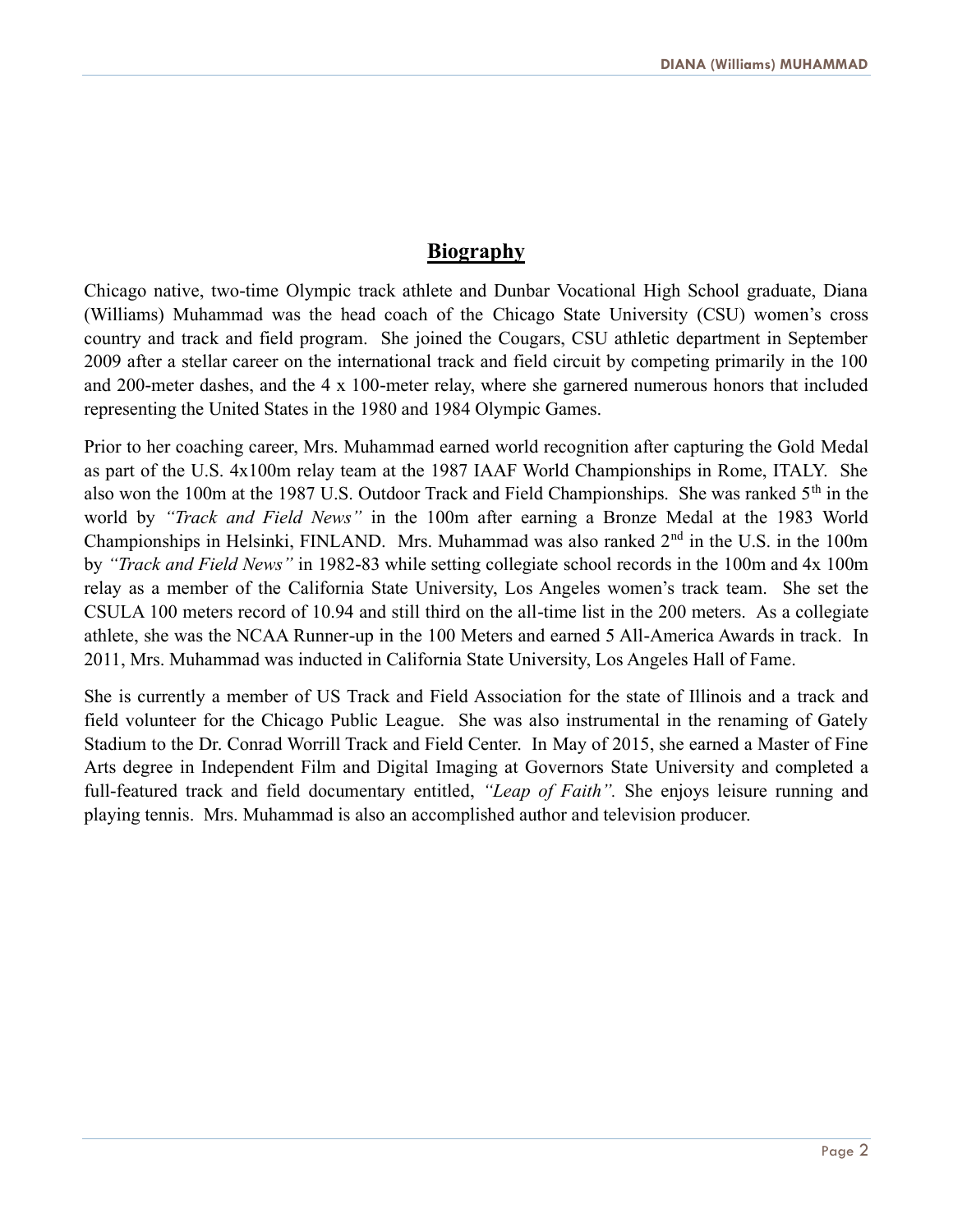## Biography

Chicago native, two-time Olympic track athlete and Dunbar Vocational High School graduate, Diana (Williams) Muhammad was the head coach of the Chicago State University (CSU) women's cross country and track and field program. She joined the Cougars, CSU athletic department in September 2009 after a stellar career on the international track and field circuit by competing primarily in the 100 and 200-meter dashes, and the 4 x 100-meter relay, where she garnered numerous honors that included representing the United States in the 1980 and 1984 Olympic Games.

Prior to her coaching career, Mrs. Muhammad earned world recognition after capturing the Gold Medal as part of the U.S. 4x100m relay team at the 1987 IAAF World Championships in Rome, ITALY. She also won the 100m at the 1987 U.S. Outdoor Track and Field Championships. She was ranked 5th in the world by *"Track and Field News"* in the 100m after earning a Bronze Medal at the 1983 World Championships in Helsinki, FINLAND. Mrs. Muhammad was also ranked 2nd in the U.S. in the 100m by *"Track and Field News"* in 1982-83 while setting collegiate school records in the 100m and 4x 100m relay as a member of the California State University, Los Angeles women's track team. She set the CSULA 100 meters record of 10.94 and still third on the all-time list in the 200 meters. As a collegiate athlete, she was the NCAA Runner-up in the 100 Meters and earned 5 All-America Awards in track. In 2011, Mrs. Muhammad was inducted in California State University, Los Angeles Hall of Fame.

She is currently a member of US Track and Field Association for the state of Illinois and a track and field volunteer for the Chicago Public League. She was also instrumental in the renaming of Gately Stadium to the Dr. Conrad Worrill Track and Field Center. In May of 2015, she earned a Master of Fine Arts degree in Independent Film and Digital Imaging at Governors State University and completed a full-featured track and field documentary entitled, *"Leap of Faith"*. She enjoys leisure running and playing tennis. Mrs. Muhammad is also an accomplished author and television producer.